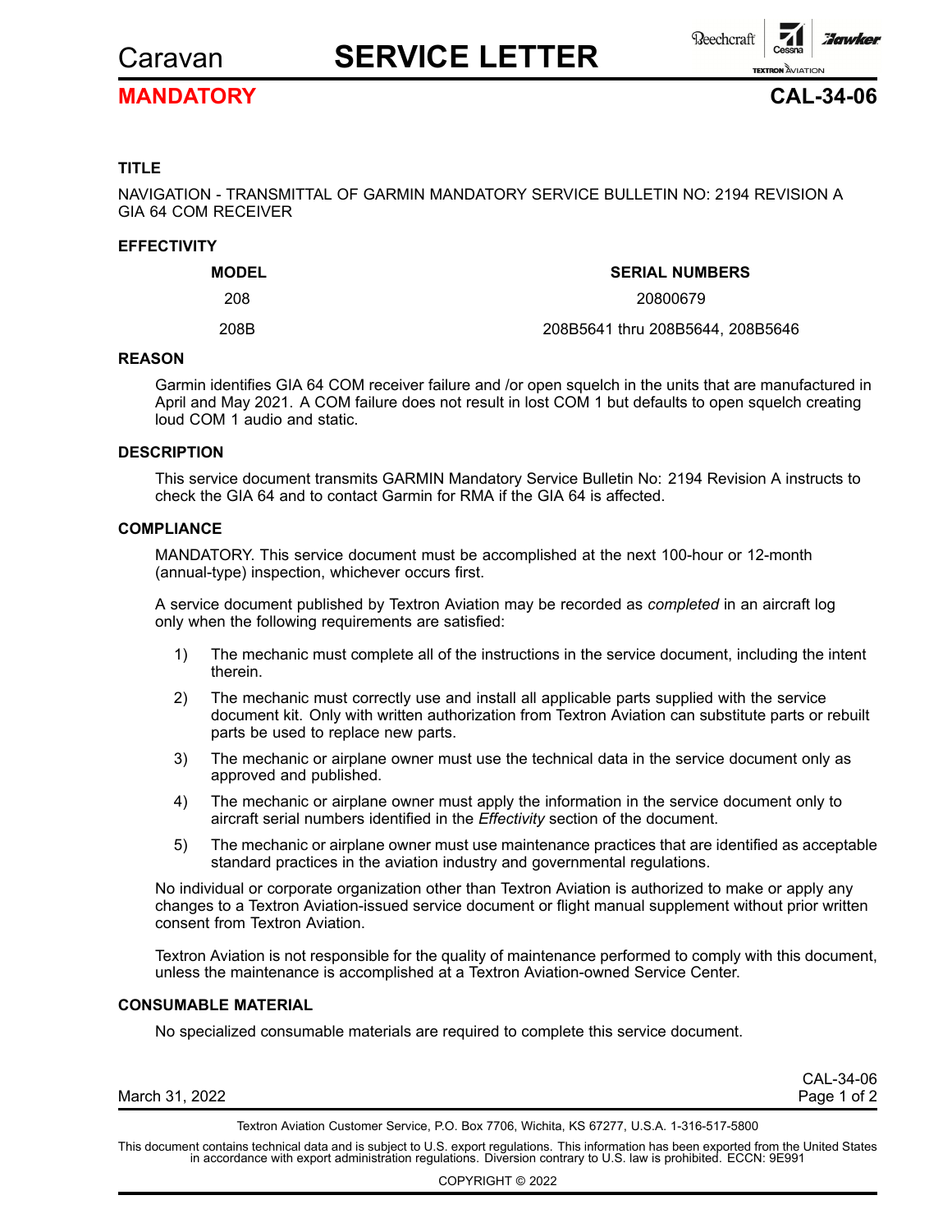# Caravan SERVICE LETTER

**MANDATORY** **CAL-34-06**

### TITLE

NAVIGATION - TRANSMITTAL OF GARMIN MANDATORY SERVICE BULLETIN NO: 2194 REVISION A GIA 64 COM RECEIVER

### EFFECTIVITY

| MODEL | SERIAL NUMBERS |
|---|---|
| 208 | 20800679 |
| 208B | 208B5641 thru 208B5644, 208B5646 |

### REASON

Garmin identifies GIA 64 COM receiver failure and /or open squelch in the units that are manufactured in April and May 2021. A COM failure does not result in lost COM 1 but defaults to open squelch creating loud COM 1 audio and static.

### DESCRIPTION

This service document transmits GARMIN Mandatory Service Bulletin No: 2194 Revision A instructs to check the GIA 64 and to contact Garmin for RMA if the GIA 64 is affected.

### COMPLIANCE

MANDATORY. This service document must be accomplished at the next 100-hour or 12-month (annual-type) inspection, whichever occurs first.

A service document published by Textron Aviation may be recorded as *completed* in an aircraft log only when the following requirements are satisfied:

1) The mechanic must complete all of the instructions in the service document, including the intent therein.
2) The mechanic must correctly use and install all applicable parts supplied with the service document kit. Only with written authorization from Textron Aviation can substitute parts or rebuilt parts be used to replace new parts.
3) The mechanic or airplane owner must use the technical data in the service document only as approved and published.
4) The mechanic or airplane owner must apply the information in the service document only to aircraft serial numbers identified in the *Effectivity* section of the document.
5) The mechanic or airplane owner must use maintenance practices that are identified as acceptable standard practices in the aviation industry and governmental regulations.

No individual or corporate organization other than Textron Aviation is authorized to make or apply any changes to a Textron Aviation-issued service document or flight manual supplement without prior written consent from Textron Aviation.

Textron Aviation is not responsible for the quality of maintenance performed to comply with this document, unless the maintenance is accomplished at a Textron Aviation-owned Service Center.

### CONSUMABLE MATERIAL

No specialized consumable materials are required to complete this service document.

March 31, 2022

Textron Aviation Customer Service, P.O. Box 7706, Wichita, KS 67277, U.S.A. 1-316-517-5800

This document contains technical data and is subject to U.S. export regulations. This information has been exported from the United States in accordance with export administration regulations. Diversion contrary to U.S. law is prohibited. ECCN: 9E991

COPYRIGHT © 2022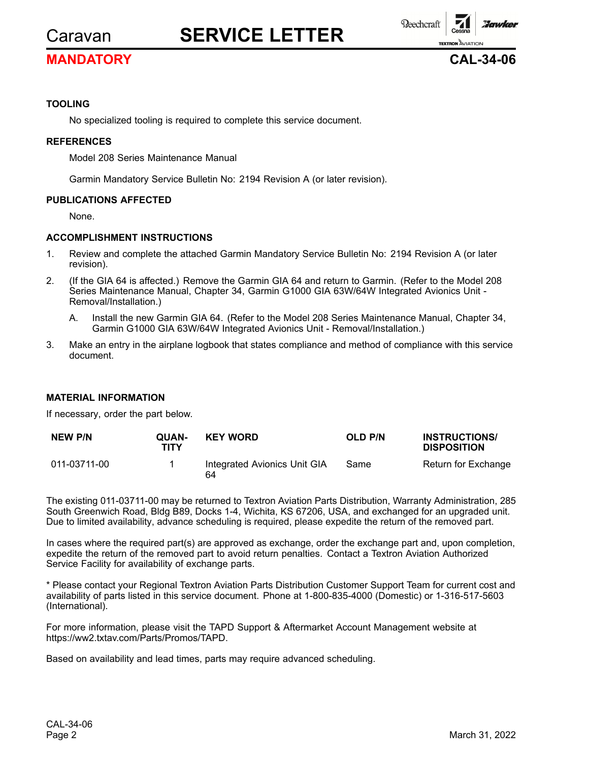#### TOOLING

No specialized tooling is required to complete this service document.

#### REFERENCES

Model 208 Series Maintenance Manual

Garmin Mandatory Service Bulletin No: 2194 Revision A (or later revision).

#### PUBLICATIONS AFFECTED

None.

#### ACCOMPLISHMENT INSTRUCTIONS

1. Review and complete the attached Garmin Mandatory Service Bulletin No: 2194 Revision A (or later revision).
2. (If the GIA 64 is affected.) Remove the Garmin GIA 64 and return to Garmin. (Refer to the Model 208 Series Maintenance Manual, Chapter 34, Garmin G1000 GIA 63W/64W Integrated Avionics Unit - Removal/Installation.)
   - A. Install the new Garmin GIA 64. (Refer to the Model 208 Series Maintenance Manual, Chapter 34, Garmin G1000 GIA 63W/64W Integrated Avionics Unit - Removal/Installation.)
3. Make an entry in the airplane logbook that states compliance and method of compliance with this service document.

#### MATERIAL INFORMATION

If necessary, order the part below.

| NEW P/N | QUANTITY | KEY WORD | OLD P/N | INSTRUCTIONS/ DISPOSITION |
|---|---|---|---|---|
| 011-03711-00 | 1 | Integrated Avionics Unit GIA 64 | Same | Return for Exchange |

The existing 011-03711-00 may be returned to Textron Aviation Parts Distribution, Warranty Administration, 285 South Greenwich Road, Bldg B89, Docks 1-4, Wichita, KS 67206, USA, and exchanged for an upgraded unit. Due to limited availability, advance scheduling is required, please expedite the return of the removed part.

In cases where the required part(s) are approved as exchange, order the exchange part and, upon completion, expedite the return of the removed part to avoid return penalties. Contact a Textron Aviation Authorized Service Facility for availability of exchange parts.

* Please contact your Regional Textron Aviation Parts Distribution Customer Support Team for current cost and availability of parts listed in this service document. Phone at 1-800-835-4000 (Domestic) or 1-316-517-5603 (International).

For more information, please visit the TAPD Support & Aftermarket Account Management website at https://ww2.txtav.com/Parts/Promos/TAPD.

Based on availability and lead times, parts may require advanced scheduling.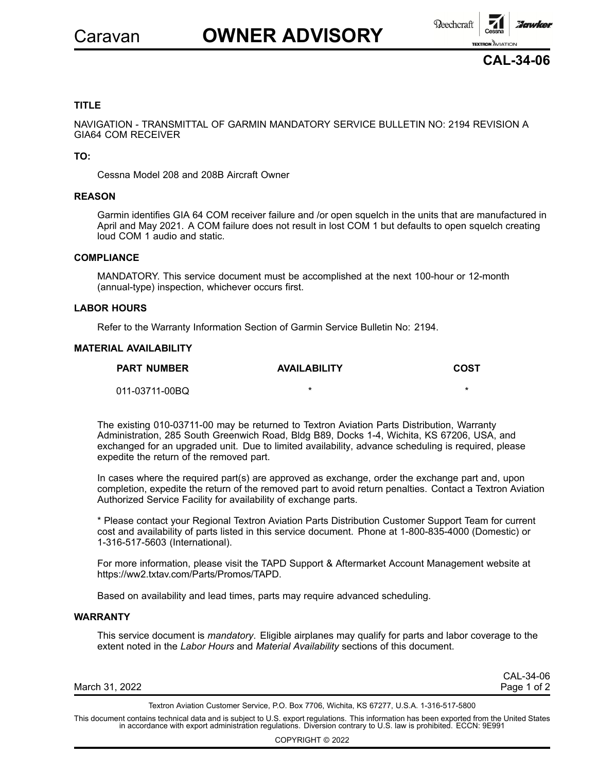Caravan **OWNER ADVISORY**

**CAL-34-06**

### TITLE

NAVIGATION - TRANSMITTAL OF GARMIN MANDATORY SERVICE BULLETIN NO: 2194 REVISION A GIA64 COM RECEIVER

### TO:

Cessna Model 208 and 208B Aircraft Owner

### REASON

Garmin identifies GIA 64 COM receiver failure and /or open squelch in the units that are manufactured in April and May 2021. A COM failure does not result in lost COM 1 but defaults to open squelch creating loud COM 1 audio and static.

### COMPLIANCE

MANDATORY. This service document must be accomplished at the next 100-hour or 12-month (annual-type) inspection, whichever occurs first.

### LABOR HOURS

Refer to the Warranty Information Section of Garmin Service Bulletin No: 2194.

### MATERIAL AVAILABILITY

| PART NUMBER | AVAILABILITY | COST |
| --- | --- | --- |
| 011-03711-00BQ | * | * |

The existing 010-03711-00 may be returned to Textron Aviation Parts Distribution, Warranty Administration, 285 South Greenwich Road, Bldg B89, Docks 1-4, Wichita, KS 67206, USA, and exchanged for an upgraded unit. Due to limited availability, advance scheduling is required, please expedite the return of the removed part.

In cases where the required part(s) are approved as exchange, order the exchange part and, upon completion, expedite the return of the removed part to avoid return penalties. Contact a Textron Aviation Authorized Service Facility for availability of exchange parts.

* Please contact your Regional Textron Aviation Parts Distribution Customer Support Team for current cost and availability of parts listed in this service document. Phone at 1-800-835-4000 (Domestic) or 1-316-517-5603 (International).

For more information, please visit the TAPD Support & Aftermarket Account Management website at https://ww2.txtav.com/Parts/Promos/TAPD.

Based on availability and lead times, parts may require advanced scheduling.

### WARRANTY

This service document is *mandatory*. Eligible airplanes may qualify for parts and labor coverage to the extent noted in the *Labor Hours* and *Material Availability* sections of this document.

March 31, 2022

Textron Aviation Customer Service, P.O. Box 7706, Wichita, KS 67277, U.S.A. 1-316-517-5800

This document contains technical data and is subject to U.S. export regulations. This information has been exported from the United States in accordance with export administration regulations. Diversion contrary to U.S. law is prohibited. ECCN: 9E991

COPYRIGHT © 2022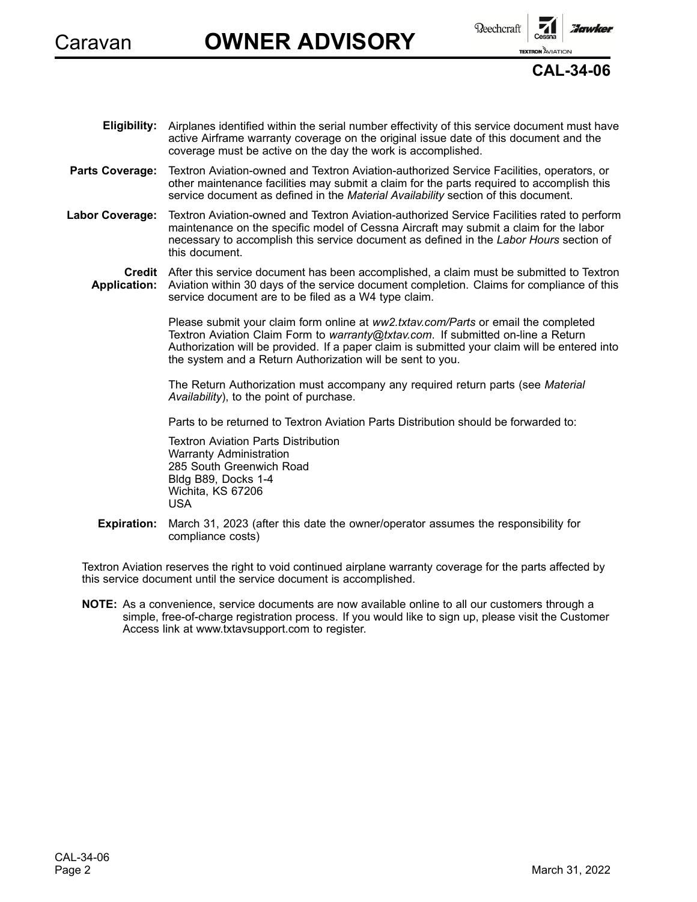**Eligibility:** Airplanes identified within the serial number effectivity of this service document must have active Airframe warranty coverage on the original issue date of this document and the coverage must be active on the day the work is accomplished.

**Parts Coverage:** Textron Aviation-owned and Textron Aviation-authorized Service Facilities, operators, or other maintenance facilities may submit a claim for the parts required to accomplish this service document as defined in the *Material Availability* section of this document.

**Labor Coverage:** Textron Aviation-owned and Textron Aviation-authorized Service Facilities rated to perform maintenance on the specific model of Cessna Aircraft may submit a claim for the labor necessary to accomplish this service document as defined in the *Labor Hours* section of this document.

**Credit Application:** After this service document has been accomplished, a claim must be submitted to Textron Aviation within 30 days of the service document completion. Claims for compliance of this service document are to be filed as a W4 type claim.

Please submit your claim form online at *ww2.txtav.com/Parts* or email the completed Textron Aviation Claim Form to *warranty@txtav.com*. If submitted on-line a Return Authorization will be provided. If a paper claim is submitted your claim will be entered into the system and a Return Authorization will be sent to you.

The Return Authorization must accompany any required return parts (see *Material Availability*), to the point of purchase.

Parts to be returned to Textron Aviation Parts Distribution should be forwarded to:

Textron Aviation Parts Distribution
Warranty Administration
285 South Greenwich Road
Bldg B89, Docks 1-4
Wichita, KS 67206
USA

**Expiration:** March 31, 2023 (after this date the owner/operator assumes the responsibility for compliance costs)

Textron Aviation reserves the right to void continued airplane warranty coverage for the parts affected by this service document until the service document is accomplished.

**NOTE:** As a convenience, service documents are now available online to all our customers through a simple, free-of-charge registration process. If you would like to sign up, please visit the Customer Access link at www.txtavsupport.com to register.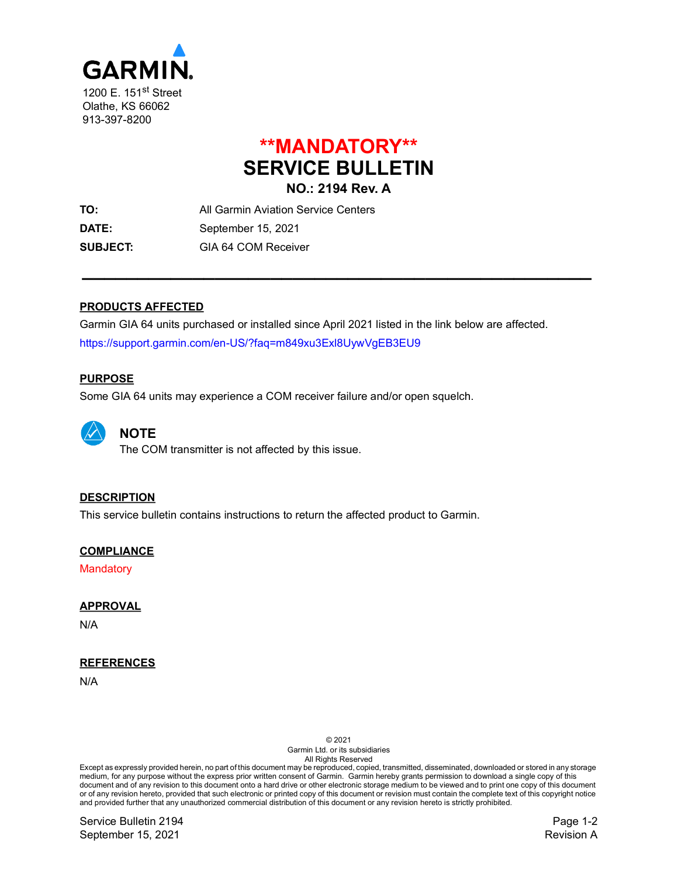GARMIN

1200 E. 151st Street
Olathe, KS 66062
913-397-8200

# **MANDATORY**
# SERVICE BULLETIN
## NO.: 2194 Rev. A

| | |
|---|---|
| **TO:** | All Garmin Aviation Service Centers |
| **DATE:** | September 15, 2021 |
| **SUBJECT:** | GIA 64 COM Receiver |

---

### PRODUCTS AFFECTED

Garmin GIA 64 units purchased or installed since April 2021 listed in the link below are affected.

https://support.garmin.com/en-US/?faq=m849xu3Exl8UywVgEB3EU9

### PURPOSE

Some GIA 64 units may experience a COM receiver failure and/or open squelch.

> **NOTE**
> The COM transmitter is not affected by this issue.

### DESCRIPTION

This service bulletin contains instructions to return the affected product to Garmin.

### COMPLIANCE

Mandatory

### APPROVAL

N/A

### REFERENCES

N/A

© 2021
Garmin Ltd. or its subsidiaries
All Rights Reserved

Except as expressly provided herein, no part of this document may be reproduced, copied, transmitted, disseminated, downloaded or stored in any storage medium, for any purpose without the express prior written consent of Garmin. Garmin hereby grants permission to download a single copy of this document and of any revision to this document onto a hard drive or other electronic storage medium to be viewed and to print one copy of this document or of any revision hereto, provided that such electronic or printed copy of this document or revision must contain the complete text of this copyright notice and provided further that any unauthorized commercial distribution of this document or any revision hereto is strictly prohibited.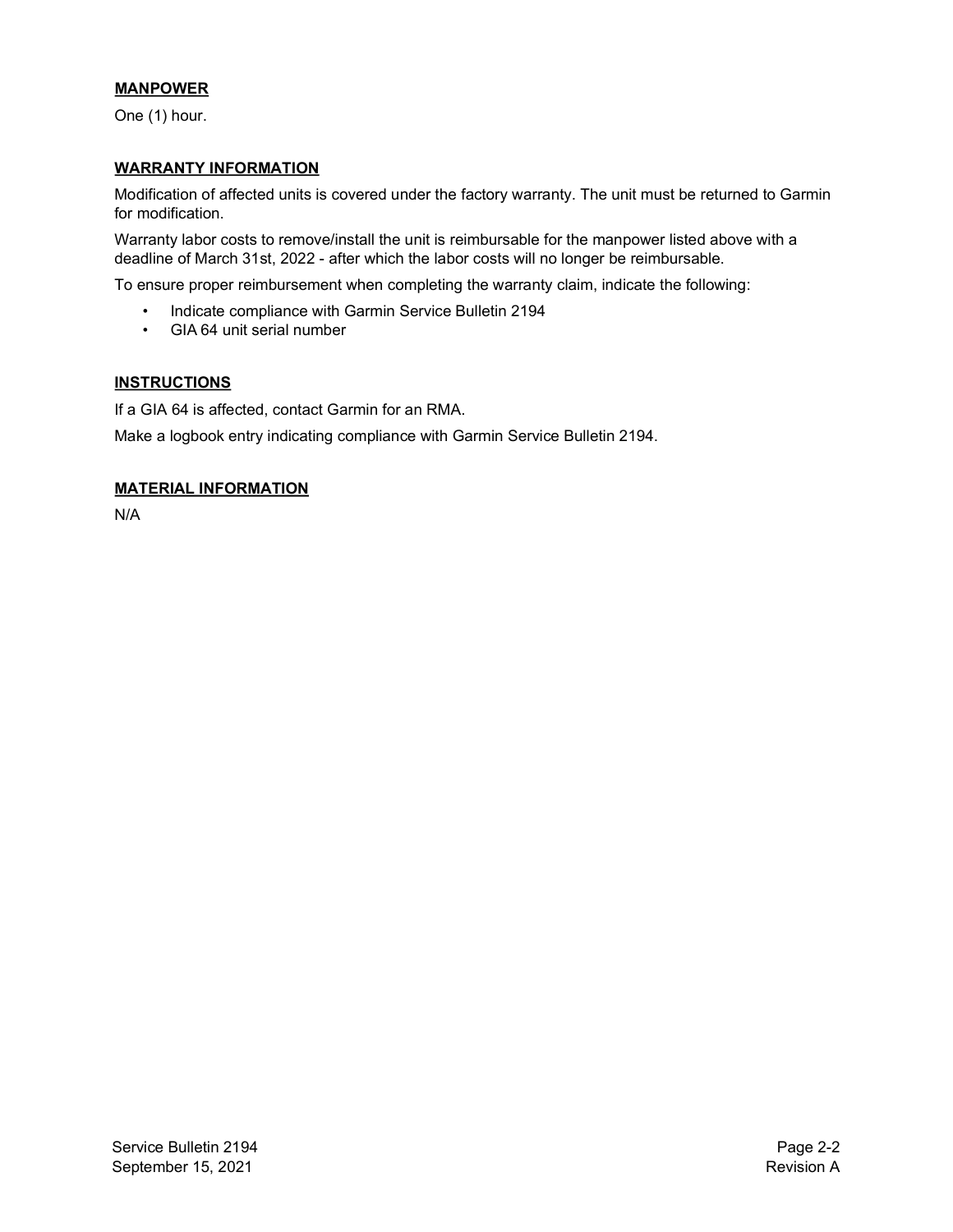## MANPOWER

One (1) hour.

## WARRANTY INFORMATION

Modification of affected units is covered under the factory warranty. The unit must be returned to Garmin for modification.

Warranty labor costs to remove/install the unit is reimbursable for the manpower listed above with a deadline of March 31st, 2022 - after which the labor costs will no longer be reimbursable.

To ensure proper reimbursement when completing the warranty claim, indicate the following:

- Indicate compliance with Garmin Service Bulletin 2194
- GIA 64 unit serial number

## INSTRUCTIONS

If a GIA 64 is affected, contact Garmin for an RMA.

Make a logbook entry indicating compliance with Garmin Service Bulletin 2194.

## MATERIAL INFORMATION

N/A